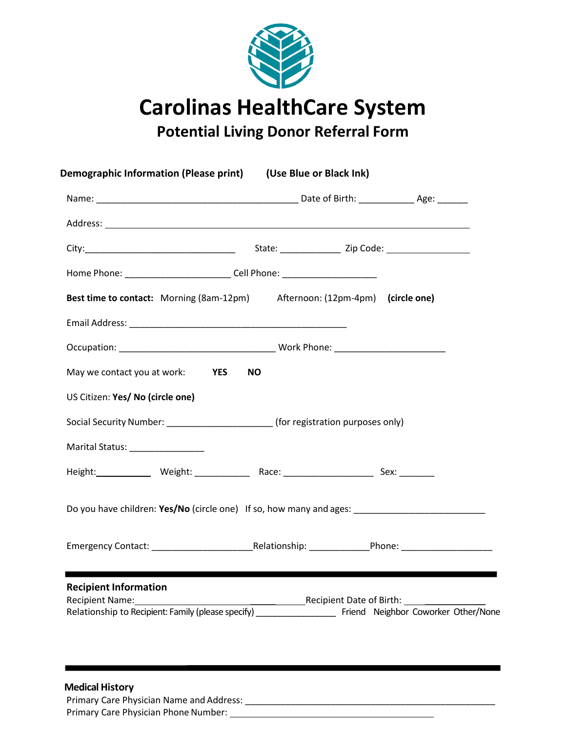# Carolinas HealthCare System

## Potential Living Donor Referral Form

**Demographic Information (Please print)** **(Use Blue or Black Ink)**

Name: _______________________________________ Date of Birth: ___________ Age: ______

Address: ________________________________________________________________________

City:______________________________ State: ____________ Zip Code: ________________

Home Phone: ____________________ Cell Phone: __________________

**Best time to contact:** Morning (8am-12pm) Afternoon: (12pm-4pm) **(circle one)**

Email Address: __________________________________________

Occupation: ______________________________ Work Phone: _____________________

May we contact you at work: **YES** **NO**

US Citizen: **Yes/ No (circle one)**

Social Security Number: ____________________ (for registration purposes only)

Marital Status: ______________

Height:__________ Weight: ___________ Race: _________________ Sex: _______

Do you have children: **Yes/No** (circle one) If so, how many and ages: _________________________

Emergency Contact: ___________________Relationship: ___________Phone: _________________

---

**Recipient Information**

Recipient Name:_____________________________Recipient Date of Birth: ______________

Relationship to Recipient: Family (please specify) _______________ Friend Neighbor Coworker Other/None

---

**Medical History**

Primary Care Physician Name and Address: ___________________________________________________

Primary Care Physician Phone Number: ______________________________________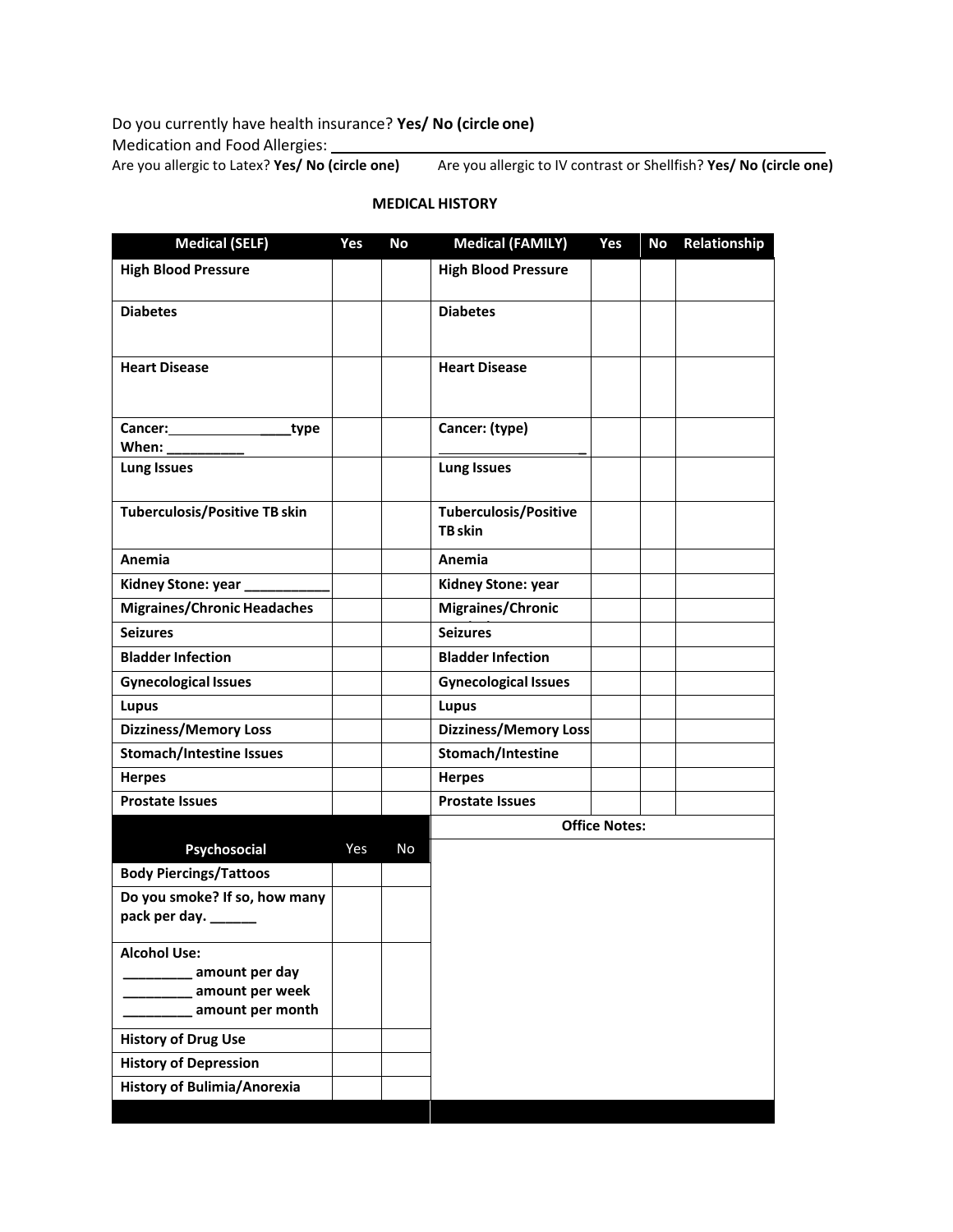Do you currently have health insurance? **Yes/ No (circle one)**

Medication and Food Allergies: ______________________________________________

Are you allergic to Latex? **Yes/ No (circle one)** Are you allergic to IV contrast or Shellfish? **Yes/ No (circle one)**

**MEDICAL HISTORY**

| Medical (SELF) | Yes | No | Medical (FAMILY) | Yes | No | Relationship |
|---|---|---|---|---|---|---|
| **High Blood Pressure** | | | **High Blood Pressure** | | | |
| **Diabetes** | | | **Diabetes** | | | |
| **Heart Disease** | | | **Heart Disease** | | | |
| **Cancer:_______________ ____type When: __________** | | | **Cancer: (type) ____________________** | | | |
| **Lung Issues** | | | **Lung Issues** | | | |
| **Tuberculosis/Positive TB skin** | | | **Tuberculosis/Positive TB skin** | | | |
| **Anemia** | | | **Anemia** | | | |
| **Kidney Stone: year ___________** | | | **Kidney Stone: year** | | | |
| **Migraines/Chronic Headaches** | | | **Migraines/Chronic** | | | |
| **Seizures** | | | **Seizures** | | | |
| **Bladder Infection** | | | **Bladder Infection** | | | |
| **Gynecological Issues** | | | **Gynecological Issues** | | | |
| **Lupus** | | | **Lupus** | | | |
| **Dizziness/Memory Loss** | | | **Dizziness/Memory Loss** | | | |
| **Stomach/Intestine Issues** | | | **Stomach/Intestine** | | | |
| **Herpes** | | | **Herpes** | | | |
| **Prostate Issues** | | | **Prostate Issues** | | | |

| Psychosocial | Yes | No |
|---|---|---|
| **Body Piercings/Tattoos** | | |
| **Do you smoke? If so, how many pack per day. ______** | | |
| **Alcohol Use: _________ amount per day _________ amount per week _________ amount per month** | | |
| **History of Drug Use** | | |
| **History of Depression** | | |
| **History of Bulimia/Anorexia** | | |

**Office Notes:**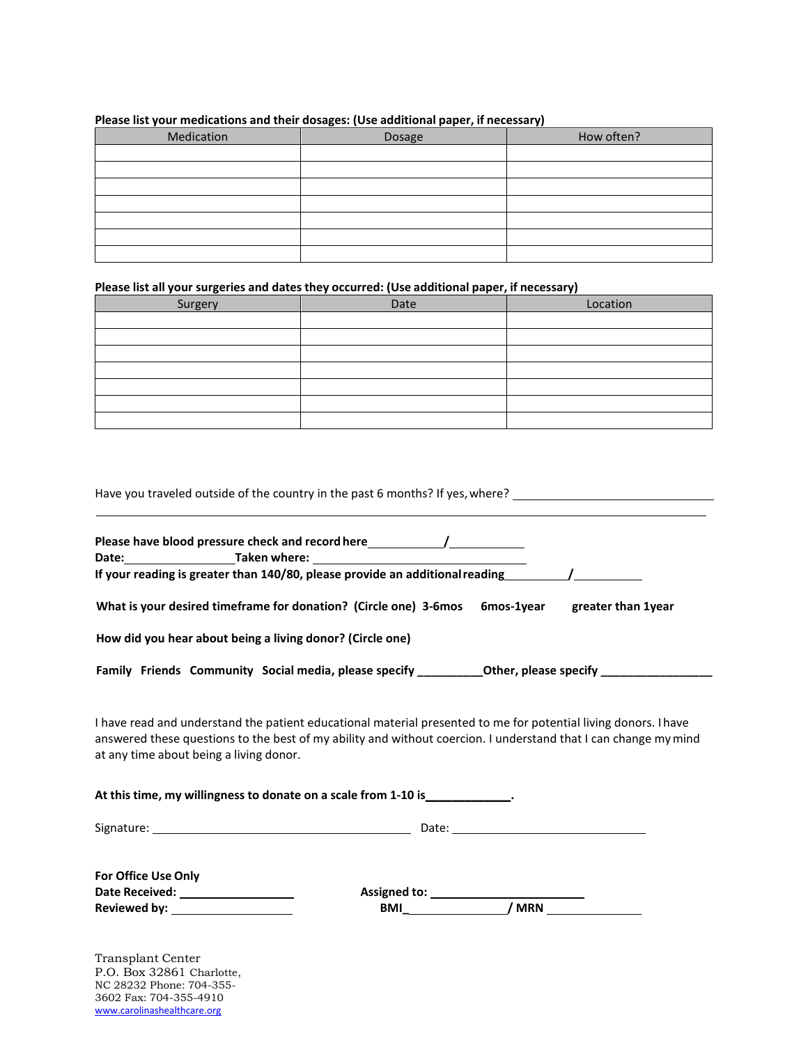**Please list your medications and their dosages: (Use additional paper, if necessary)**

| Medication | Dosage | How often? |
|---|---|---|
| | | |
| | | |
| | | |
| | | |
| | | |
| | | |
| | | |

**Please list all your surgeries and dates they occurred: (Use additional paper, if necessary)**

| Surgery | Date | Location |
|---|---|---|
| | | |
| | | |
| | | |
| | | |
| | | |
| | | |
| | | |

Have you traveled outside of the country in the past 6 months? If yes, where? ______________________________

______________________________________________________________________________

**Please have blood pressure check and record here___________/___________**
**Date:_______________ Taken where: ______________________________**
**If your reading is greater than 140/80, please provide an additional reading_________/__________**

**What is your desired timeframe for donation? (Circle one) 3-6mos 6mos-1year greater than 1year**

**How did you hear about being a living donor? (Circle one)**

**Family Friends Community Social media, please specify __________Other, please specify _________________**

I have read and understand the patient educational material presented to me for potential living donors. I have answered these questions to the best of my ability and without coercion. I understand that I can change my mind at any time about being a living donor.

**At this time, my willingness to donate on a scale from 1-10 is_____________.**

Signature: ______________________________ Date: ______________________

**For Office Use Only**
**Date Received:** ________________ **Assigned to:** ______________________
**Reviewed by:** ________________ **BMI**_______________/ **MRN** _____________

Transplant Center
P.O. Box 32861 Charlotte,
NC 28232 Phone: 704-355-
3602 Fax: 704-355-4910
www.carolinashealthcare.org